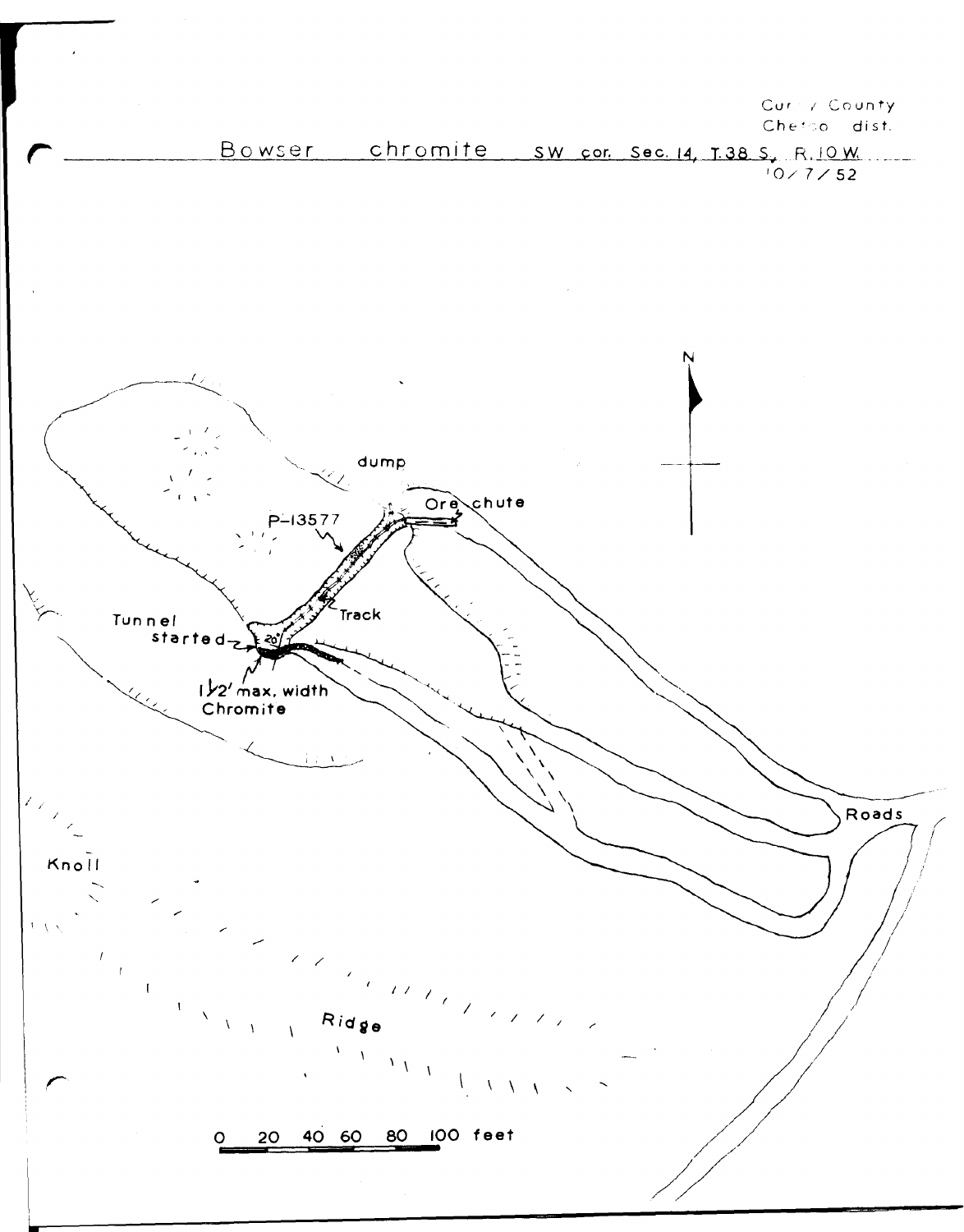Curry County
Chetco dist.

Bowser chromite SW cor. Sec. 14, T.38 S., R.10 W.

10/7/52

N

dump

Ore chute

P-13577

Track

Tunnel started

20°

1½' max. width Chromite

Roads

Knoll

Ridge

0 20 40 60 80 100 feet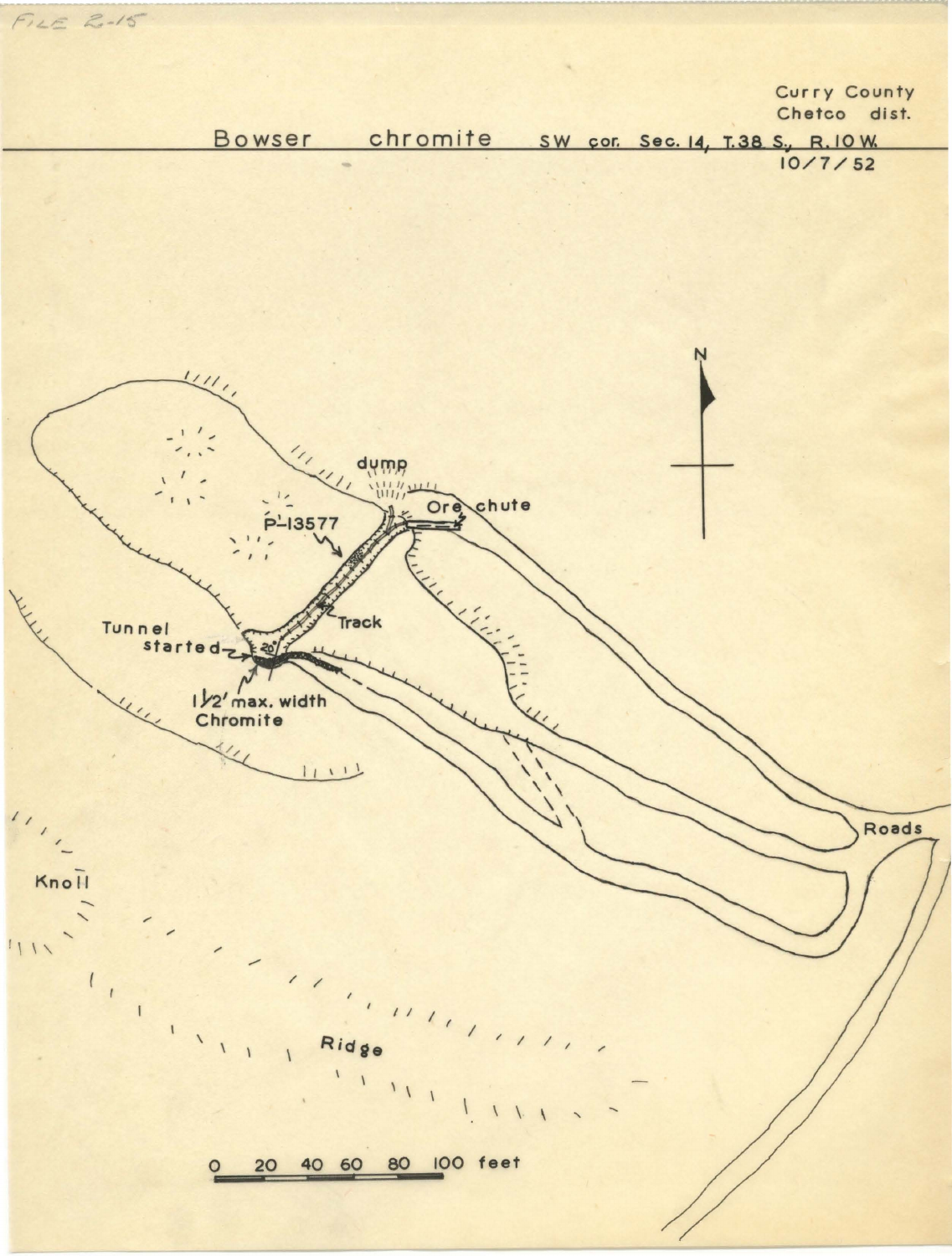FILE 2-15

Curry County
Chetco dist.

Bowser chromite SW cor. Sec. 14, T.38 S., R.10 W.

10/7/52

N

dump

Ore chute

P-13577

Track

Tunnel started

20°

1½' max. width Chromite

Roads

Knoll

Ridge

0 20 40 60 80 100 feet